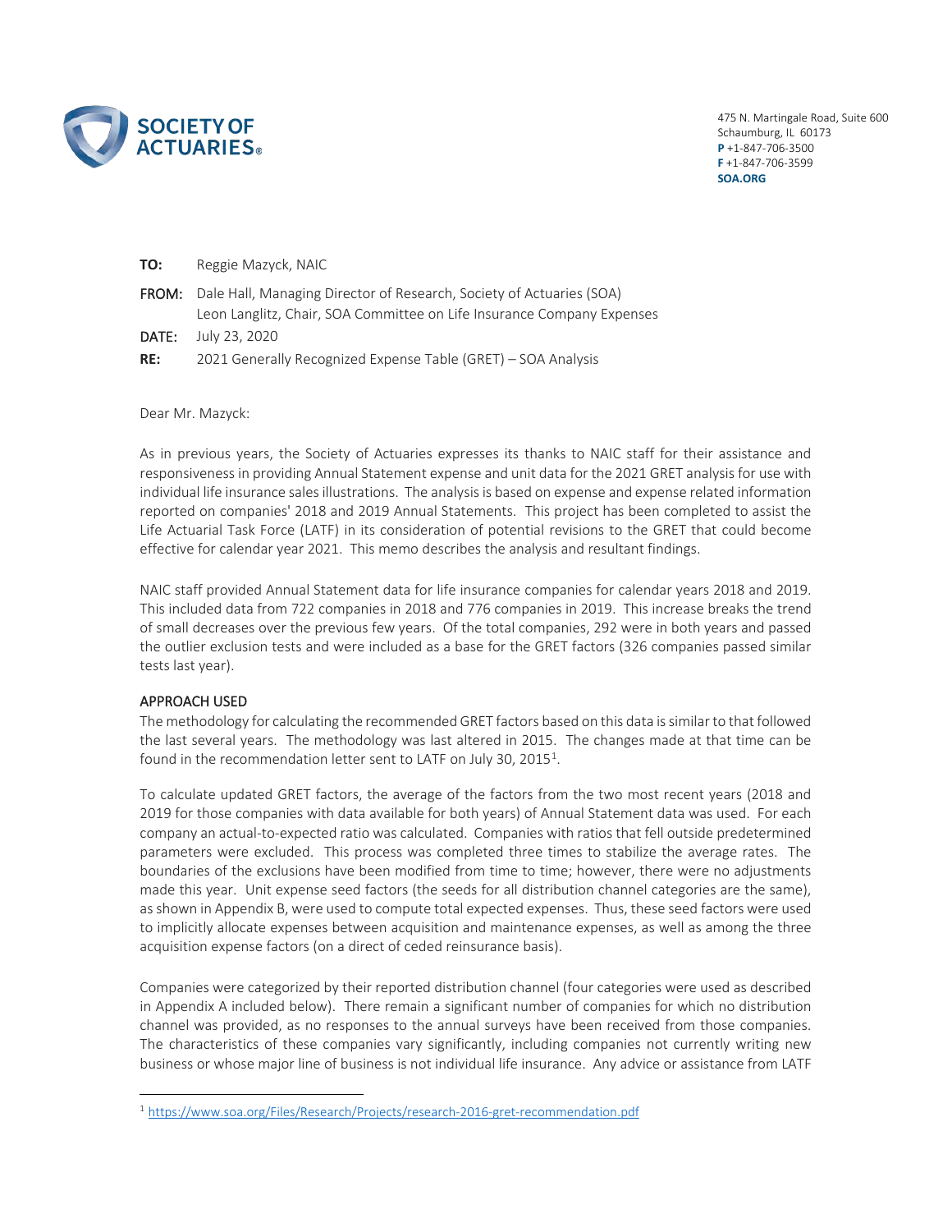**SOCIETY OF ACTUARIES**

475 N. Martingale Road, Suite 600
Schaumburg, IL 60173
**P** +1-847-706-3500
**F** +1-847-706-3599
**SOA.ORG**

**TO:** Reggie Mazyck, NAIC

**FROM:** Dale Hall, Managing Director of Research, Society of Actuaries (SOA)
Leon Langlitz, Chair, SOA Committee on Life Insurance Company Expenses

**DATE:** July 23, 2020

**RE:** 2021 Generally Recognized Expense Table (GRET) – SOA Analysis

Dear Mr. Mazyck:

As in previous years, the Society of Actuaries expresses its thanks to NAIC staff for their assistance and responsiveness in providing Annual Statement expense and unit data for the 2021 GRET analysis for use with individual life insurance sales illustrations. The analysis is based on expense and expense related information reported on companies' 2018 and 2019 Annual Statements. This project has been completed to assist the Life Actuarial Task Force (LATF) in its consideration of potential revisions to the GRET that could become effective for calendar year 2021. This memo describes the analysis and resultant findings.

NAIC staff provided Annual Statement data for life insurance companies for calendar years 2018 and 2019. This included data from 722 companies in 2018 and 776 companies in 2019. This increase breaks the trend of small decreases over the previous few years. Of the total companies, 292 were in both years and passed the outlier exclusion tests and were included as a base for the GRET factors (326 companies passed similar tests last year).

## APPROACH USED

The methodology for calculating the recommended GRET factors based on this data is similar to that followed the last several years. The methodology was last altered in 2015. The changes made at that time can be found in the recommendation letter sent to LATF on July 30, 2015[1].

To calculate updated GRET factors, the average of the factors from the two most recent years (2018 and 2019 for those companies with data available for both years) of Annual Statement data was used. For each company an actual-to-expected ratio was calculated. Companies with ratios that fell outside predetermined parameters were excluded. This process was completed three times to stabilize the average rates. The boundaries of the exclusions have been modified from time to time; however, there were no adjustments made this year. Unit expense seed factors (the seeds for all distribution channel categories are the same), as shown in Appendix B, were used to compute total expected expenses. Thus, these seed factors were used to implicitly allocate expenses between acquisition and maintenance expenses, as well as among the three acquisition expense factors (on a direct of ceded reinsurance basis).

Companies were categorized by their reported distribution channel (four categories were used as described in Appendix A included below). There remain a significant number of companies for which no distribution channel was provided, as no responses to the annual surveys have been received from those companies. The characteristics of these companies vary significantly, including companies not currently writing new business or whose major line of business is not individual life insurance. Any advice or assistance from LATF

[1] https://www.soa.org/Files/Research/Projects/research-2016-gret-recommendation.pdf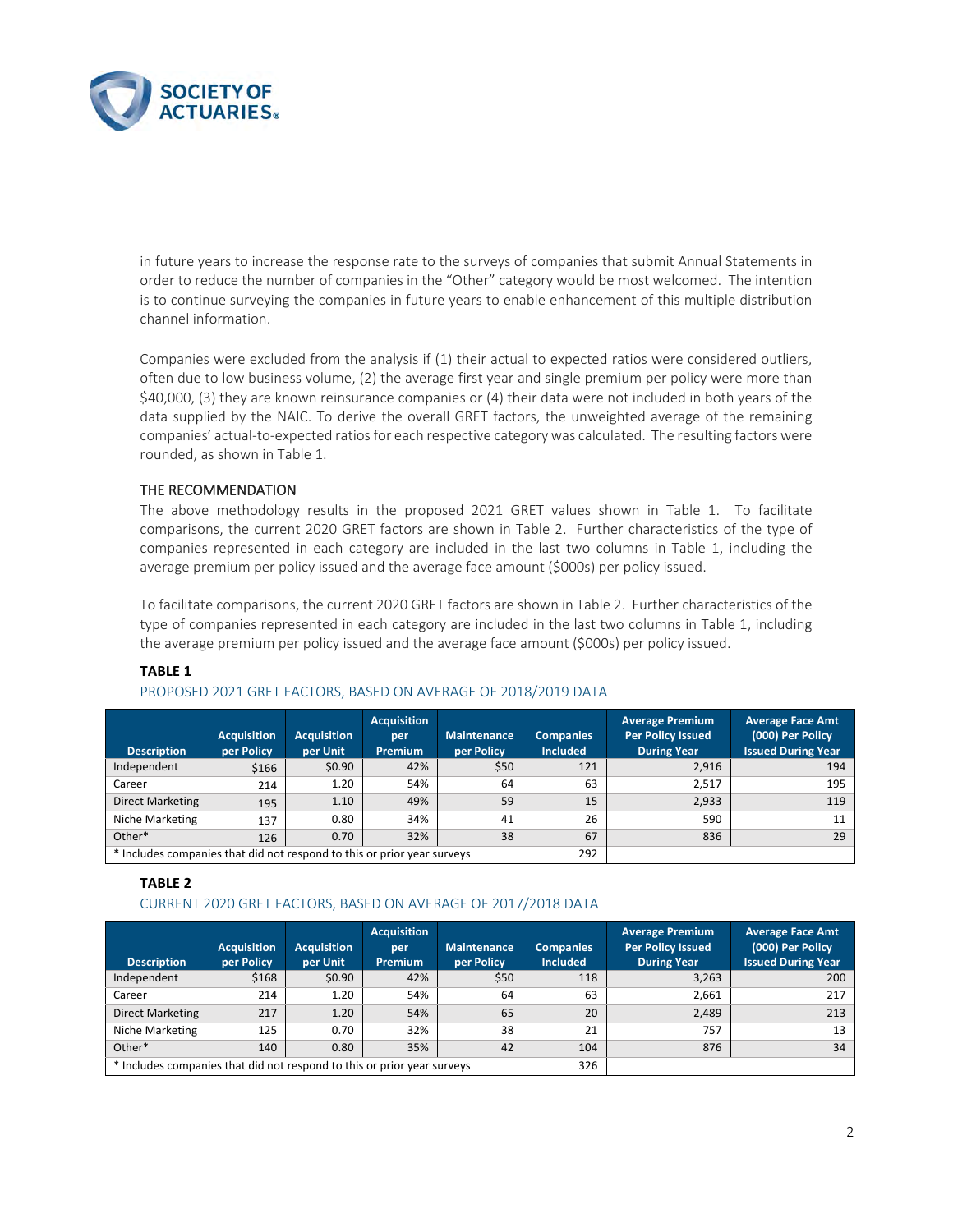in future years to increase the response rate to the surveys of companies that submit Annual Statements in order to reduce the number of companies in the "Other" category would be most welcomed. The intention is to continue surveying the companies in future years to enable enhancement of this multiple distribution channel information.

Companies were excluded from the analysis if (1) their actual to expected ratios were considered outliers, often due to low business volume, (2) the average first year and single premium per policy were more than $40,000, (3) they are known reinsurance companies or (4) their data were not included in both years of the data supplied by the NAIC. To derive the overall GRET factors, the unweighted average of the remaining companies' actual-to-expected ratios for each respective category was calculated. The resulting factors were rounded, as shown in Table 1.

## THE RECOMMENDATION

The above methodology results in the proposed 2021 GRET values shown in Table 1. To facilitate comparisons, the current 2020 GRET factors are shown in Table 2. Further characteristics of the type of companies represented in each category are included in the last two columns in Table 1, including the average premium per policy issued and the average face amount ($000s) per policy issued.

To facilitate comparisons, the current 2020 GRET factors are shown in Table 2. Further characteristics of the type of companies represented in each category are included in the last two columns in Table 1, including the average premium per policy issued and the average face amount ($000s) per policy issued.

**TABLE 1**

PROPOSED 2021 GRET FACTORS, BASED ON AVERAGE OF 2018/2019 DATA

| Description | Acquisition per Policy | Acquisition per Unit | Acquisition per Premium | Maintenance per Policy | Companies Included | Average Premium Per Policy Issued During Year | Average Face Amt (000) Per Policy Issued During Year |
|---|---|---|---|---|---|---|---|
| Independent | $166 | $0.90 | 42% | $50 | 121 | 2,916 | 194 |
| Career | 214 | 1.20 | 54% | 64 | 63 | 2,517 | 195 |
| Direct Marketing | 195 | 1.10 | 49% | 59 | 15 | 2,933 | 119 |
| Niche Marketing | 137 | 0.80 | 34% | 41 | 26 | 590 | 11 |
| Other* | 126 | 0.70 | 32% | 38 | 67 | 836 | 29 |
| * Includes companies that did not respond to this or prior year surveys | | | | | 292 | | |

**TABLE 2**

CURRENT 2020 GRET FACTORS, BASED ON AVERAGE OF 2017/2018 DATA

| Description | Acquisition per Policy | Acquisition per Unit | Acquisition per Premium | Maintenance per Policy | Companies Included | Average Premium Per Policy Issued During Year | Average Face Amt (000) Per Policy Issued During Year |
|---|---|---|---|---|---|---|---|
| Independent | $168 | $0.90 | 42% | $50 | 118 | 3,263 | 200 |
| Career | 214 | 1.20 | 54% | 64 | 63 | 2,661 | 217 |
| Direct Marketing | 217 | 1.20 | 54% | 65 | 20 | 2,489 | 213 |
| Niche Marketing | 125 | 0.70 | 32% | 38 | 21 | 757 | 13 |
| Other* | 140 | 0.80 | 35% | 42 | 104 | 876 | 34 |
| * Includes companies that did not respond to this or prior year surveys | | | | | 326 | | |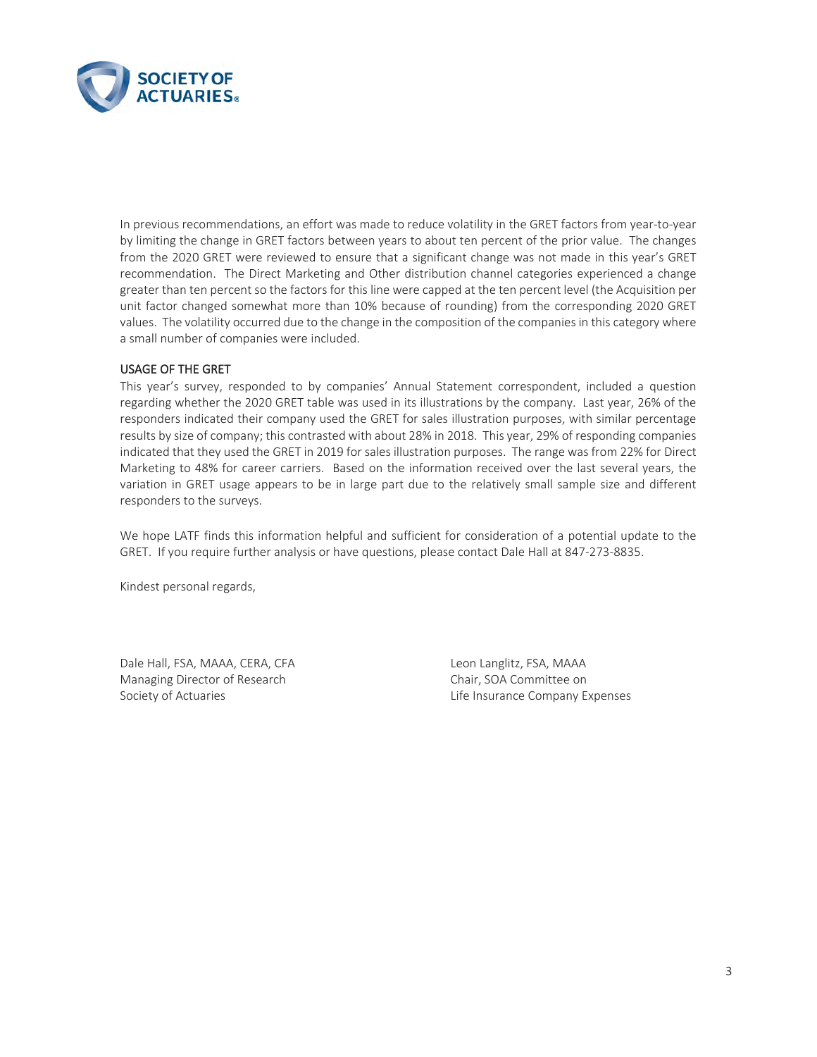In previous recommendations, an effort was made to reduce volatility in the GRET factors from year-to-year by limiting the change in GRET factors between years to about ten percent of the prior value. The changes from the 2020 GRET were reviewed to ensure that a significant change was not made in this year's GRET recommendation. The Direct Marketing and Other distribution channel categories experienced a change greater than ten percent so the factors for this line were capped at the ten percent level (the Acquisition per unit factor changed somewhat more than 10% because of rounding) from the corresponding 2020 GRET values. The volatility occurred due to the change in the composition of the companies in this category where a small number of companies were included.

## USAGE OF THE GRET

This year's survey, responded to by companies' Annual Statement correspondent, included a question regarding whether the 2020 GRET table was used in its illustrations by the company. Last year, 26% of the responders indicated their company used the GRET for sales illustration purposes, with similar percentage results by size of company; this contrasted with about 28% in 2018. This year, 29% of responding companies indicated that they used the GRET in 2019 for sales illustration purposes. The range was from 22% for Direct Marketing to 48% for career carriers. Based on the information received over the last several years, the variation in GRET usage appears to be in large part due to the relatively small sample size and different responders to the surveys.

We hope LATF finds this information helpful and sufficient for consideration of a potential update to the GRET. If you require further analysis or have questions, please contact Dale Hall at 847-273-8835.

Kindest personal regards,

Dale Hall, FSA, MAAA, CERA, CFA
Managing Director of Research
Society of Actuaries

Leon Langlitz, FSA, MAAA
Chair, SOA Committee on
Life Insurance Company Expenses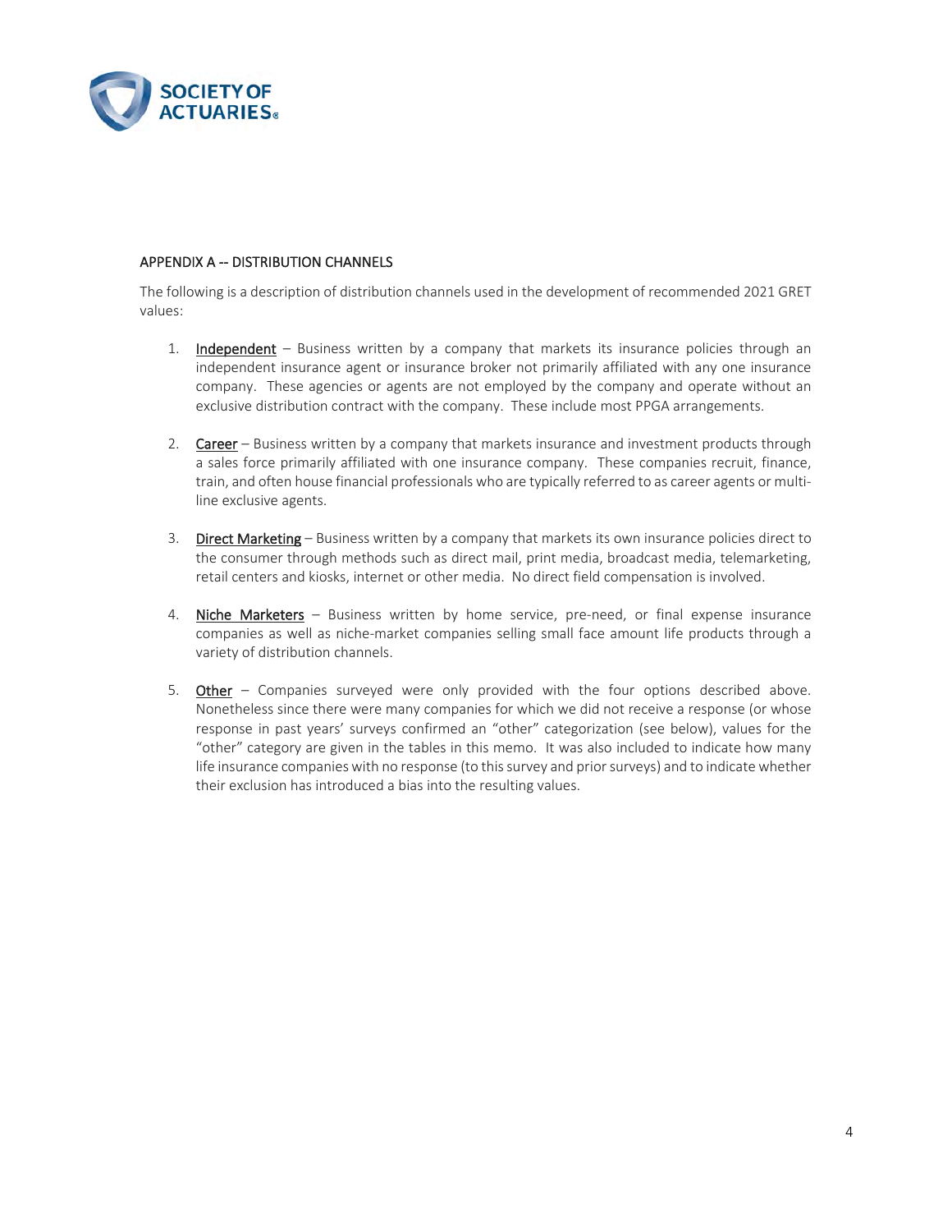## APPENDIX A -- DISTRIBUTION CHANNELS

The following is a description of distribution channels used in the development of recommended 2021 GRET values:

1. Independent – Business written by a company that markets its insurance policies through an independent insurance agent or insurance broker not primarily affiliated with any one insurance company. These agencies or agents are not employed by the company and operate without an exclusive distribution contract with the company. These include most PPGA arrangements.

2. Career – Business written by a company that markets insurance and investment products through a sales force primarily affiliated with one insurance company. These companies recruit, finance, train, and often house financial professionals who are typically referred to as career agents or multi-line exclusive agents.

3. Direct Marketing – Business written by a company that markets its own insurance policies direct to the consumer through methods such as direct mail, print media, broadcast media, telemarketing, retail centers and kiosks, internet or other media. No direct field compensation is involved.

4. Niche Marketers – Business written by home service, pre-need, or final expense insurance companies as well as niche-market companies selling small face amount life products through a variety of distribution channels.

5. Other – Companies surveyed were only provided with the four options described above. Nonetheless since there were many companies for which we did not receive a response (or whose response in past years' surveys confirmed an "other" categorization (see below), values for the "other" category are given in the tables in this memo. It was also included to indicate how many life insurance companies with no response (to this survey and prior surveys) and to indicate whether their exclusion has introduced a bias into the resulting values.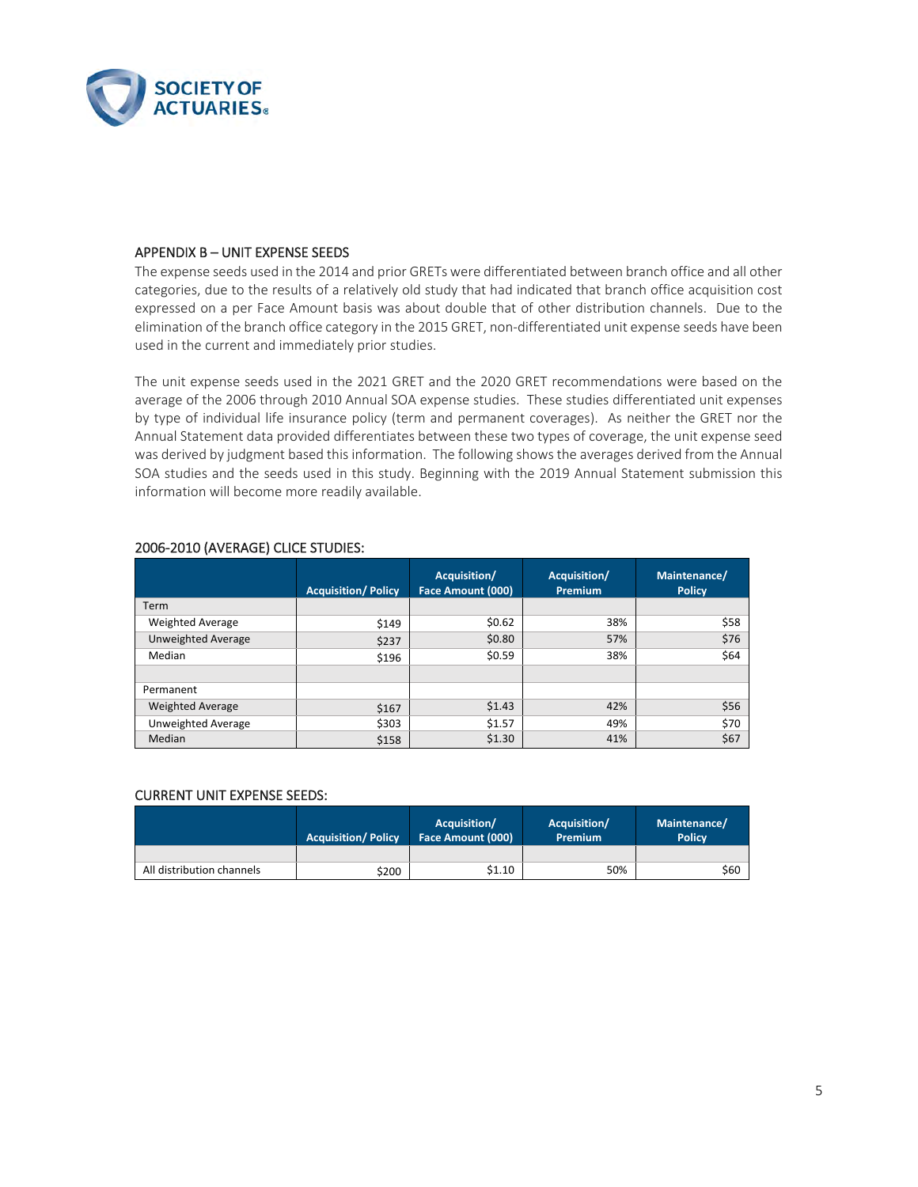## APPENDIX B – UNIT EXPENSE SEEDS

The expense seeds used in the 2014 and prior GRETs were differentiated between branch office and all other categories, due to the results of a relatively old study that had indicated that branch office acquisition cost expressed on a per Face Amount basis was about double that of other distribution channels. Due to the elimination of the branch office category in the 2015 GRET, non-differentiated unit expense seeds have been used in the current and immediately prior studies.

The unit expense seeds used in the 2021 GRET and the 2020 GRET recommendations were based on the average of the 2006 through 2010 Annual SOA expense studies. These studies differentiated unit expenses by type of individual life insurance policy (term and permanent coverages). As neither the GRET nor the Annual Statement data provided differentiates between these two types of coverage, the unit expense seed was derived by judgment based this information. The following shows the averages derived from the Annual SOA studies and the seeds used in this study. Beginning with the 2019 Annual Statement submission this information will become more readily available.

### 2006-2010 (AVERAGE) CLICE STUDIES:

| | Acquisition/ Policy | Acquisition/ Face Amount (000) | Acquisition/ Premium | Maintenance/ Policy |
|---|---|---|---|---|
| Term | | | | |
| Weighted Average | $149 | $0.62 | 38% | $58 |
| Unweighted Average | $237 | $0.80 | 57% | $76 |
| Median | $196 | $0.59 | 38% | $64 |
| | | | | |
| Permanent | | | | |
| Weighted Average | $167 | $1.43 | 42% | $56 |
| Unweighted Average | $303 | $1.57 | 49% | $70 |
| Median | $158 | $1.30 | 41% | $67 |

### CURRENT UNIT EXPENSE SEEDS:

| | Acquisition/ Policy | Acquisition/ Face Amount (000) | Acquisition/ Premium | Maintenance/ Policy |
|---|---|---|---|---|
| | | | | |
| All distribution channels | $200 | $1.10 | 50% | $60 |